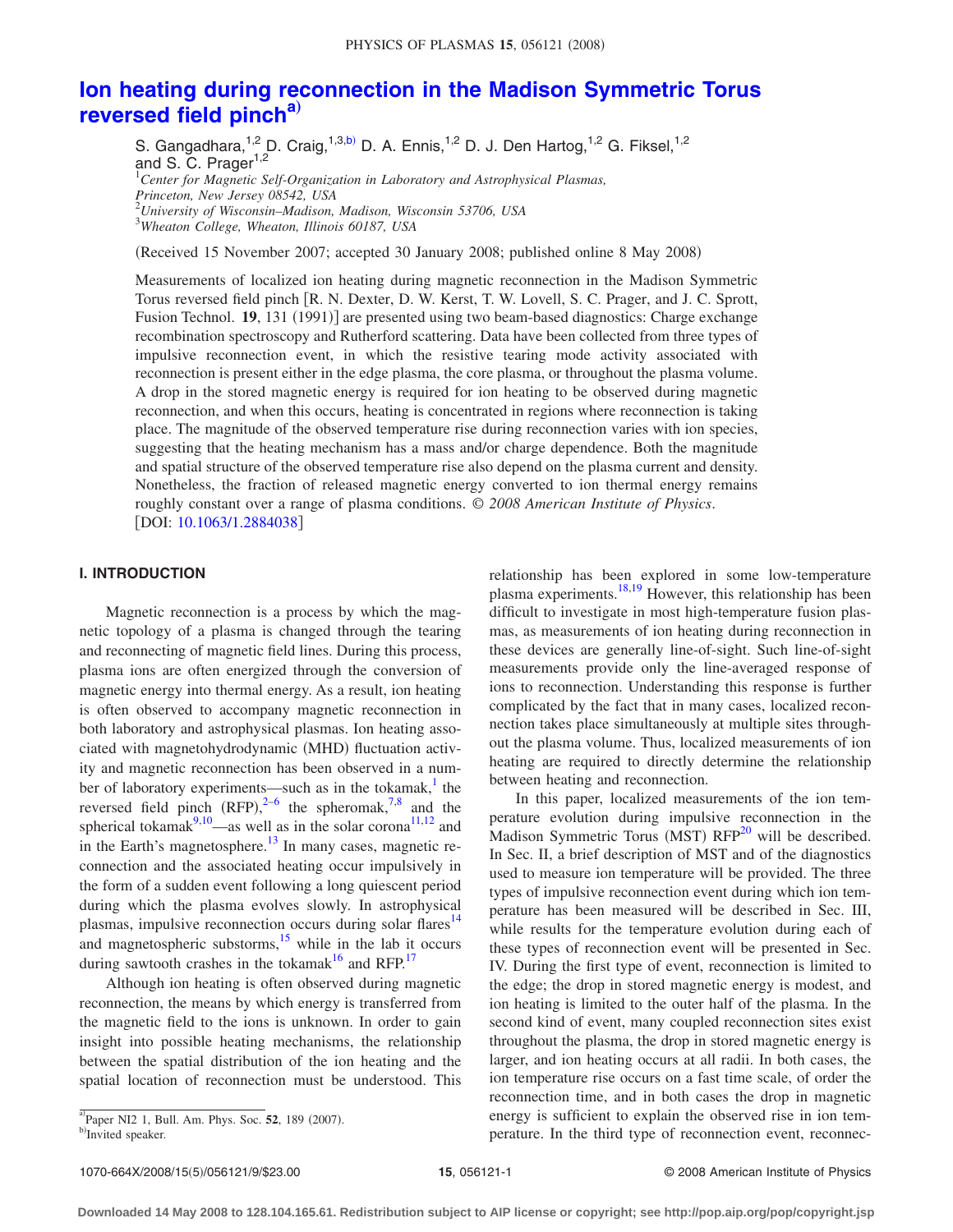# Ion heating during reconnection in the Madison Symmetric Torus reversed field pinch[a)]

S. Gangadhara,[1,2] D. Craig,[1,3,b)] D. A. Ennis,[1,2] D. J. Den Hartog,[1,2] G. Fiksel,[1,2] and S. C. Prager[1,2]

[1]*Center for Magnetic Self-Organization in Laboratory and Astrophysical Plasmas, Princeton, New Jersey 08542, USA*
[2]*University of Wisconsin–Madison, Madison, Wisconsin 53706, USA*
[3]*Wheaton College, Wheaton, Illinois 60187, USA*

(Received 15 November 2007; accepted 30 January 2008; published online 8 May 2008)

Measurements of localized ion heating during magnetic reconnection in the Madison Symmetric Torus reversed field pinch [R. N. Dexter, D. W. Kerst, T. W. Lovell, S. C. Prager, and J. C. Sprott, Fusion Technol. **19**, 131 (1991)] are presented using two beam-based diagnostics: Charge exchange recombination spectroscopy and Rutherford scattering. Data have been collected from three types of impulsive reconnection event, in which the resistive tearing mode activity associated with reconnection is present either in the edge plasma, the core plasma, or throughout the plasma volume. A drop in the stored magnetic energy is required for ion heating to be observed during magnetic reconnection, and when this occurs, heating is concentrated in regions where reconnection is taking place. The magnitude of the observed temperature rise during reconnection varies with ion species, suggesting that the heating mechanism has a mass and/or charge dependence. Both the magnitude and spatial structure of the observed temperature rise also depend on the plasma current and density. Nonetheless, the fraction of released magnetic energy converted to ion thermal energy remains roughly constant over a range of plasma conditions. *© 2008 American Institute of Physics*. [DOI: 10.1063/1.2884038]

## I. INTRODUCTION

Magnetic reconnection is a process by which the magnetic topology of a plasma is changed through the tearing and reconnecting of magnetic field lines. During this process, plasma ions are often energized through the conversion of magnetic energy into thermal energy. As a result, ion heating is often observed to accompany magnetic reconnection in both laboratory and astrophysical plasmas. Ion heating associated with magnetohydrodynamic (MHD) fluctuation activity and magnetic reconnection has been observed in a number of laboratory experiments—such as in the tokamak,[1] the reversed field pinch (RFP),[2–6] the spheromak,[7,8] and the spherical tokamak[9,10]—as well as in the solar corona[11,12] and in the Earth's magnetosphere.[13] In many cases, magnetic reconnection and the associated heating occur impulsively in the form of a sudden event following a long quiescent period during which the plasma evolves slowly. In astrophysical plasmas, impulsive reconnection occurs during solar flares[14] and magnetospheric substorms,[15] while in the lab it occurs during sawtooth crashes in the tokamak[16] and RFP.[17]

Although ion heating is often observed during magnetic reconnection, the means by which energy is transferred from the magnetic field to the ions is unknown. In order to gain insight into possible heating mechanisms, the relationship between the spatial distribution of the ion heating and the spatial location of reconnection must be understood. This relationship has been explored in some low-temperature plasma experiments.[18,19] However, this relationship has been difficult to investigate in most high-temperature fusion plasmas, as measurements of ion heating during reconnection in these devices are generally line-of-sight. Such line-of-sight measurements provide only the line-averaged response of ions to reconnection. Understanding this response is further complicated by the fact that in many cases, localized reconnection takes place simultaneously at multiple sites throughout the plasma volume. Thus, localized measurements of ion heating are required to directly determine the relationship between heating and reconnection.

In this paper, localized measurements of the ion temperature evolution during impulsive reconnection in the Madison Symmetric Torus (MST) RFP[20] will be described. In Sec. II, a brief description of MST and of the diagnostics used to measure ion temperature will be provided. The three types of impulsive reconnection event during which ion temperature has been measured will be described in Sec. III, while results for the temperature evolution during each of these types of reconnection event will be presented in Sec. IV. During the first type of event, reconnection is limited to the edge; the drop in stored magnetic energy is modest, and ion heating is limited to the outer half of the plasma. In the second kind of event, many coupled reconnection sites exist throughout the plasma, the drop in stored magnetic energy is larger, and ion heating occurs at all radii. In both cases, the ion temperature rise occurs on a fast time scale, of order the reconnection time, and in both cases the drop in magnetic energy is sufficient to explain the observed rise in ion temperature. In the third type of reconnection event, reconnec-

[a)]Paper NI2 1, Bull. Am. Phys. Soc. **52**, 189 (2007).
[b)]Invited speaker.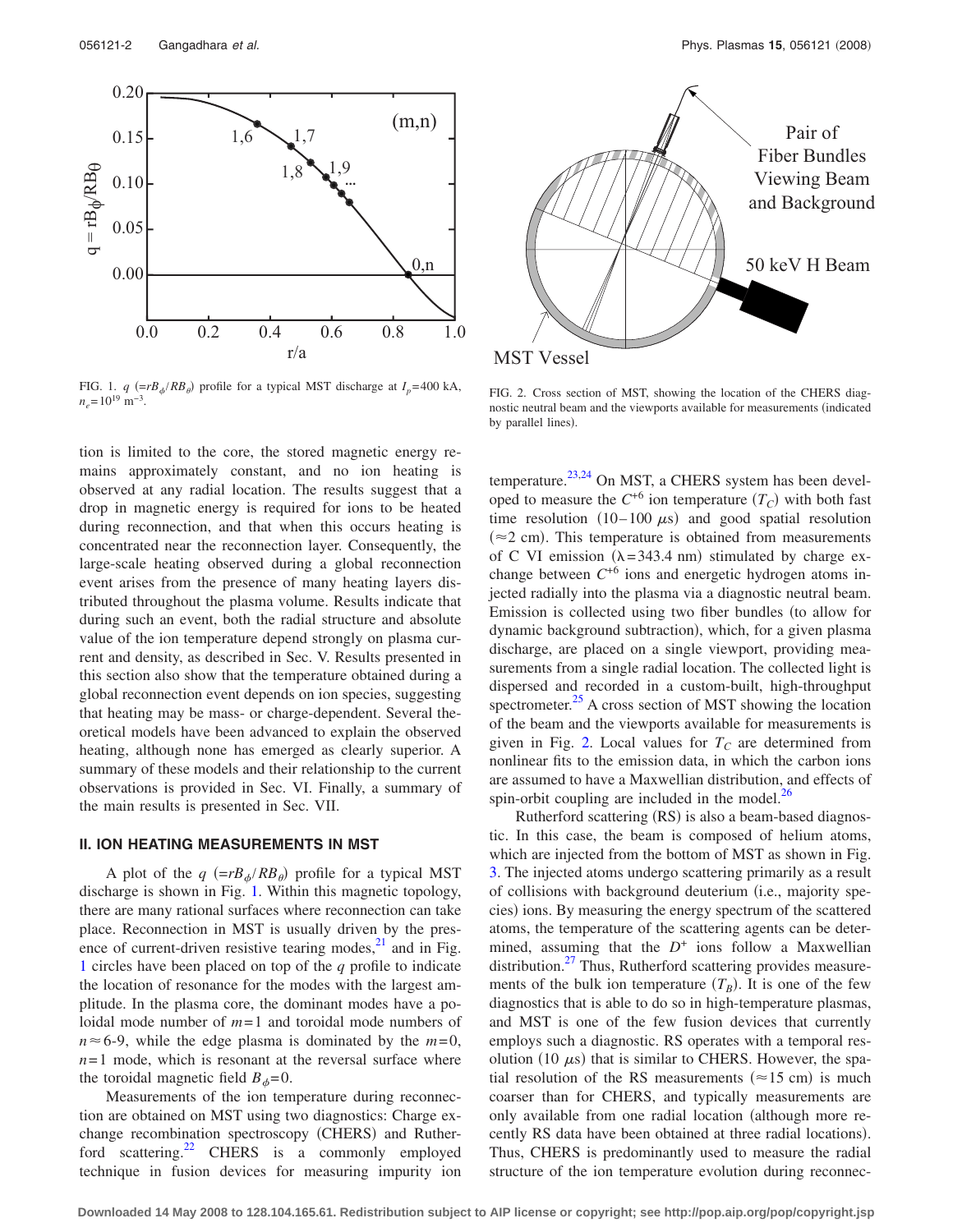FIG. 1. $q$ ($=rB_\phi/RB_\theta$) profile for a typical MST discharge at $I_p$=400 kA, $n_e$=$10^{19}$ m$^{-3}$.

FIG. 2. Cross section of MST, showing the location of the CHERS diagnostic neutral beam and the viewports available for measurements (indicated by parallel lines).

tion is limited to the core, the stored magnetic energy remains approximately constant, and no ion heating is observed at any radial location. The results suggest that a drop in magnetic energy is required for ions to be heated during reconnection, and that when this occurs heating is concentrated near the reconnection layer. Consequently, the large-scale heating observed during a global reconnection event arises from the presence of many heating layers distributed throughout the plasma volume. Results indicate that during such an event, both the radial structure and absolute value of the ion temperature depend strongly on plasma current and density, as described in Sec. V. Results presented in this section also show that the temperature obtained during a global reconnection event depends on ion species, suggesting that heating may be mass- or charge-dependent. Several theoretical models have been advanced to explain the observed heating, although none has emerged as clearly superior. A summary of these models and their relationship to the current observations is provided in Sec. VI. Finally, a summary of the main results is presented in Sec. VII.

## II. ION HEATING MEASUREMENTS IN MST

A plot of the $q$ ($=rB_\phi/RB_\theta$) profile for a typical MST discharge is shown in Fig. 1. Within this magnetic topology, there are many rational surfaces where reconnection can take place. Reconnection in MST is usually driven by the presence of current-driven resistive tearing modes,[21] and in Fig. 1 circles have been placed on top of the $q$ profile to indicate the location of resonance for the modes with the largest amplitude. In the plasma core, the dominant modes have a poloidal mode number of $m$=1 and toroidal mode numbers of $n\approx$6-9, while the edge plasma is dominated by the $m$=0, $n$=1 mode, which is resonant at the reversal surface where the toroidal magnetic field $B_\phi$=0.

Measurements of the ion temperature during reconnection are obtained on MST using two diagnostics: Charge exchange recombination spectroscopy (CHERS) and Rutherford scattering.[22] CHERS is a commonly employed technique in fusion devices for measuring impurity ion temperature.[23,24] On MST, a CHERS system has been developed to measure the $C^{+6}$ ion temperature ($T_C$) with both fast time resolution (10–100 $\mu$s) and good spatial resolution ($\approx$2 cm). This temperature is obtained from measurements of C VI emission ($\lambda$=343.4 nm) stimulated by charge exchange between $C^{+6}$ ions and energetic hydrogen atoms injected radially into the plasma via a diagnostic neutral beam. Emission is collected using two fiber bundles (to allow for dynamic background subtraction), which, for a given plasma discharge, are placed on a single viewport, providing measurements from a single radial location. The collected light is dispersed and recorded in a custom-built, high-throughput spectrometer.[25] A cross section of MST showing the location of the beam and the viewports available for measurements is given in Fig. 2. Local values for $T_C$ are determined from nonlinear fits to the emission data, in which the carbon ions are assumed to have a Maxwellian distribution, and effects of spin-orbit coupling are included in the model.[26]

Rutherford scattering (RS) is also a beam-based diagnostic. In this case, the beam is composed of helium atoms, which are injected from the bottom of MST as shown in Fig. 3. The injected atoms undergo scattering primarily as a result of collisions with background deuterium (i.e., majority species) ions. By measuring the energy spectrum of the scattered atoms, the temperature of the scattering agents can be determined, assuming that the $D^+$ ions follow a Maxwellian distribution.[27] Thus, Rutherford scattering provides measurements of the bulk ion temperature ($T_B$). It is one of the few diagnostics that is able to do so in high-temperature plasmas, and MST is one of the few fusion devices that currently employs such a diagnostic. RS operates with a temporal resolution (10 $\mu$s) that is similar to CHERS. However, the spatial resolution of the RS measurements ($\approx$15 cm) is much coarser than for CHERS, and typically measurements are only available from one radial location (although more recently RS data have been obtained at three radial locations). Thus, CHERS is predominantly used to measure the radial structure of the ion temperature evolution during reconnec-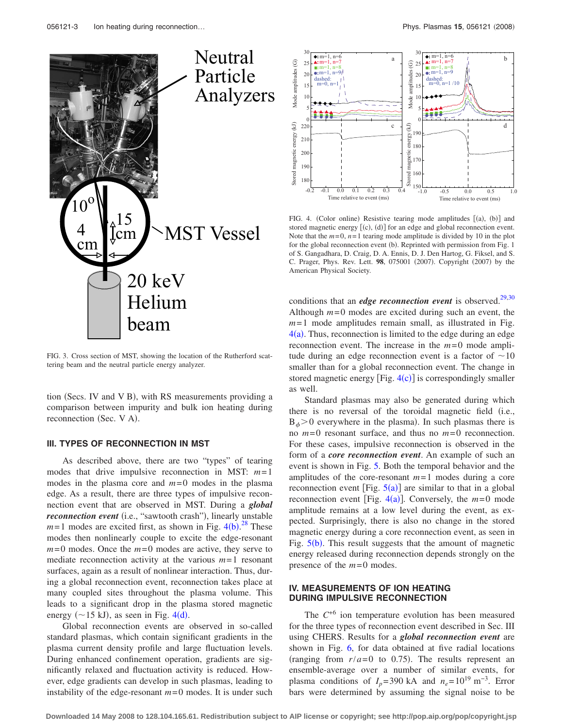FIG. 3. Cross section of MST, showing the location of the Rutherford scattering beam and the neutral particle energy analyzer.

FIG. 4. (Color online) Resistive tearing mode amplitudes [(a), (b)] and stored magnetic energy [(c), (d)] for an edge and global reconnection event. Note that the $m=0$, $n=1$ tearing mode amplitude is divided by 10 in the plot for the global reconnection event (b). Reprinted with permission from Fig. 1 of S. Gangadhara, D. Craig, D. A. Ennis, D. J. Den Hartog, G. Fiksel, and S. C. Prager, Phys. Rev. Lett. **98**, 075001 (2007). Copyright (2007) by the American Physical Society.

tion (Secs. IV and V B), with RS measurements providing a comparison between impurity and bulk ion heating during reconnection (Sec. V A).

## III. TYPES OF RECONNECTION IN MST

As described above, there are two "types" of tearing modes that drive impulsive reconnection in MST: $m=1$ modes in the plasma core and $m=0$ modes in the plasma edge. As a result, there are three types of impulsive reconnection event that are observed in MST. During a ***global reconnection event*** (i.e., "sawtooth crash"), linearly unstable $m=1$ modes are excited first, as shown in Fig. 4(b).[28] These modes then nonlinearly couple to excite the edge-resonant $m=0$ modes. Once the $m=0$ modes are active, they serve to mediate reconnection activity at the various $m=1$ resonant surfaces, again as a result of nonlinear interaction. Thus, during a global reconnection event, reconnection takes place at many coupled sites throughout the plasma volume. This leads to a significant drop in the plasma stored magnetic energy (~15 kJ), as seen in Fig. 4(d).

Global reconnection events are observed in so-called standard plasmas, which contain significant gradients in the plasma current density profile and large fluctuation levels. During enhanced confinement operation, gradients are significantly relaxed and fluctuation activity is reduced. However, edge gradients can develop in such plasmas, leading to instability of the edge-resonant $m=0$ modes. It is under such conditions that an ***edge reconnection event*** is observed.[29,30] Although $m=0$ modes are excited during such an event, the $m=1$ mode amplitudes remain small, as illustrated in Fig. 4(a). Thus, reconnection is limited to the edge during an edge reconnection event. The increase in the $m=0$ mode amplitude during an edge reconnection event is a factor of ~10 smaller than for a global reconnection event. The change in stored magnetic energy [Fig. 4(c)] is correspondingly smaller as well.

Standard plasmas may also be generated during which there is no reversal of the toroidal magnetic field (i.e., $B_\phi > 0$ everywhere in the plasma). In such plasmas there is no $m=0$ resonant surface, and thus no $m=0$ reconnection. For these cases, impulsive reconnection is observed in the form of a ***core reconnection event***. An example of such an event is shown in Fig. 5. Both the temporal behavior and the amplitudes of the core-resonant $m=1$ modes during a core reconnection event [Fig. 5(a)] are similar to that in a global reconnection event [Fig. 4(a)]. Conversely, the $m=0$ mode amplitude remains at a low level during the event, as expected. Surprisingly, there is also no change in the stored magnetic energy during a core reconnection event, as seen in Fig. 5(b). This result suggests that the amount of magnetic energy released during reconnection depends strongly on the presence of the $m=0$ modes.

## IV. MEASUREMENTS OF ION HEATING DURING IMPULSIVE RECONNECTION

The $C^{+6}$ ion temperature evolution has been measured for the three types of reconnection event described in Sec. III using CHERS. Results for a ***global reconnection event*** are shown in Fig. 6, for data obtained at five radial locations (ranging from $r/a=0$ to 0.75). The results represent an ensemble-average over a number of similar events, for plasma conditions of $I_p=390$ kA and $n_e=10^{19}$ m$^{-3}$. Error bars were determined by assuming the signal noise to be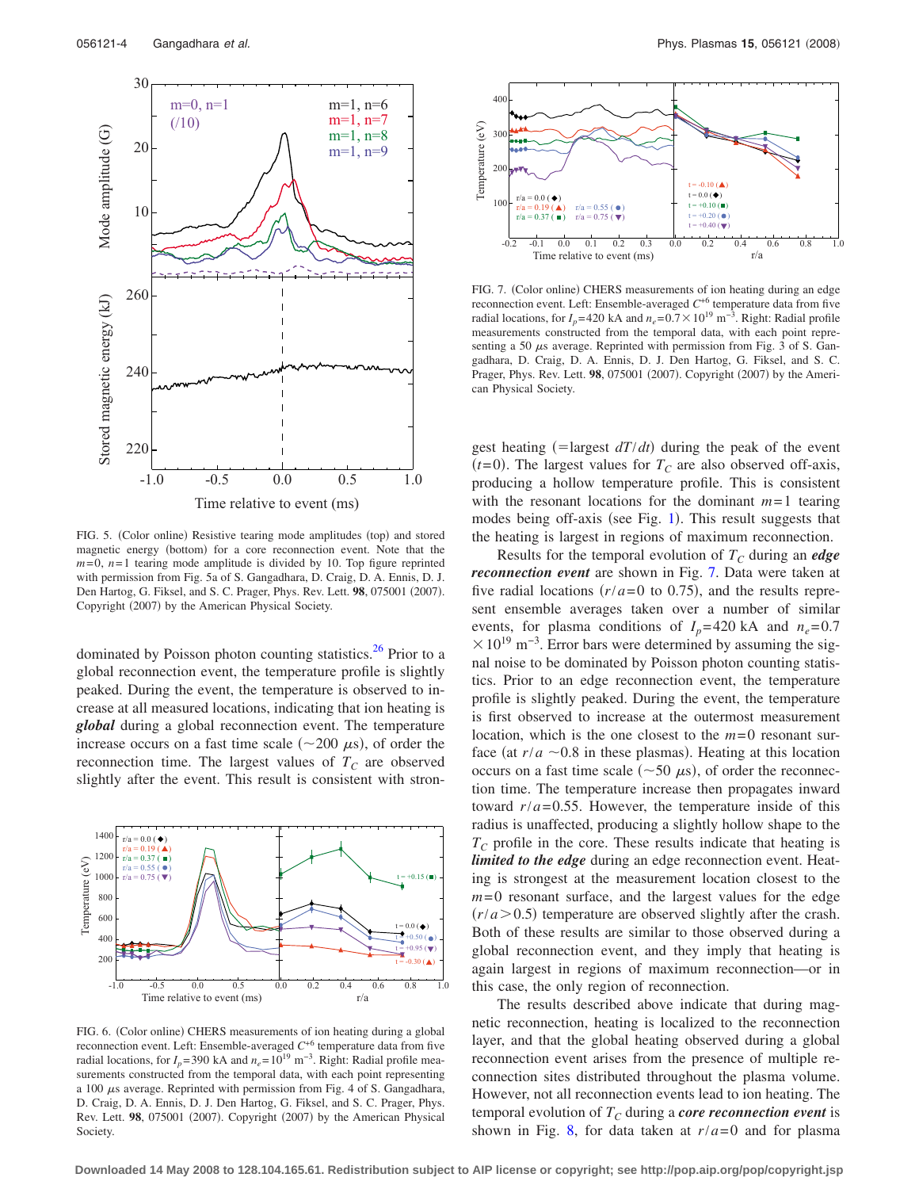FIG. 5. (Color online) Resistive tearing mode amplitudes (top) and stored magnetic energy (bottom) for a core reconnection event. Note that the $m=0$, $n=1$ tearing mode amplitude is divided by 10. Top figure reprinted with permission from Fig. 5a of S. Gangadhara, D. Craig, D. A. Ennis, D. J. Den Hartog, G. Fiksel, and S. C. Prager, Phys. Rev. Lett. **98**, 075001 (2007). Copyright (2007) by the American Physical Society.

dominated by Poisson photon counting statistics.[26] Prior to a global reconnection event, the temperature profile is slightly peaked. During the event, the temperature is observed to increase at all measured locations, indicating that ion heating is ***global*** during a global reconnection event. The temperature increase occurs on a fast time scale ($\sim 200$ $\mu$s), of order the reconnection time. The largest values of $T_C$ are observed slightly after the event. This result is consistent with strongest heating (=largest $dT/dt$) during the peak of the event ($t=0$). The largest values for $T_C$ are also observed off-axis, producing a hollow temperature profile. This is consistent with the resonant locations for the dominant $m=1$ tearing modes being off-axis (see Fig. 1). This result suggests that the heating is largest in regions of maximum reconnection.

FIG. 6. (Color online) CHERS measurements of ion heating during a global reconnection event. Left: Ensemble-averaged $C^{+6}$ temperature data from five radial locations, for $I_p=390$ kA and $n_e=10^{19}$ m$^{-3}$. Right: Radial profile measurements constructed from the temporal data, with each point representing a 100 $\mu$s average. Reprinted with permission from Fig. 4 of S. Gangadhara, D. Craig, D. A. Ennis, D. J. Den Hartog, G. Fiksel, and S. C. Prager, Phys. Rev. Lett. **98**, 075001 (2007). Copyright (2007) by the American Physical Society.

FIG. 7. (Color online) CHERS measurements of ion heating during an edge reconnection event. Left: Ensemble-averaged $C^{+6}$ temperature data from five radial locations, for $I_p=420$ kA and $n_e=0.7\times 10^{19}$ m$^{-3}$. Right: Radial profile measurements constructed from the temporal data, with each point representing a 50 $\mu$s average. Reprinted with permission from Fig. 3 of S. Gangadhara, D. Craig, D. A. Ennis, D. J. Den Hartog, G. Fiksel, and S. C. Prager, Phys. Rev. Lett. **98**, 075001 (2007). Copyright (2007) by the American Physical Society.

Results for the temporal evolution of $T_C$ during an ***edge reconnection event*** are shown in Fig. 7. Data were taken at five radial locations ($r/a=0$ to 0.75), and the results represent ensemble averages taken over a number of similar events, for plasma conditions of $I_p=420$ kA and $n_e=0.7\times 10^{19}$ m$^{-3}$. Error bars were determined by assuming the signal noise to be dominated by Poisson photon counting statistics. Prior to an edge reconnection event, the temperature profile is slightly peaked. During the event, the temperature is first observed to increase at the outermost measurement location, which is the one closest to the $m=0$ resonant surface (at $r/a\sim 0.8$ in these plasmas). Heating at this location occurs on a fast time scale ($\sim 50$ $\mu$s), of order the reconnection time. The temperature increase then propagates inward toward $r/a=0.55$. However, the temperature inside of this radius is unaffected, producing a slightly hollow shape to the $T_C$ profile in the core. These results indicate that heating is ***limited to the edge*** during an edge reconnection event. Heating is strongest at the measurement location closest to the $m=0$ resonant surface, and the largest values for the edge ($r/a>0.5$) temperature are observed slightly after the crash. Both of these results are similar to those observed during a global reconnection event, and they imply that heating is again largest in regions of maximum reconnection—or in this case, the only region of reconnection.

The results described above indicate that during magnetic reconnection, heating is localized to the reconnection layer, and that the global heating observed during a global reconnection event arises from the presence of multiple reconnection sites distributed throughout the plasma volume. However, not all reconnection events lead to ion heating. The temporal evolution of $T_C$ during a ***core reconnection event*** is shown in Fig. 8, for data taken at $r/a=0$ and for plasma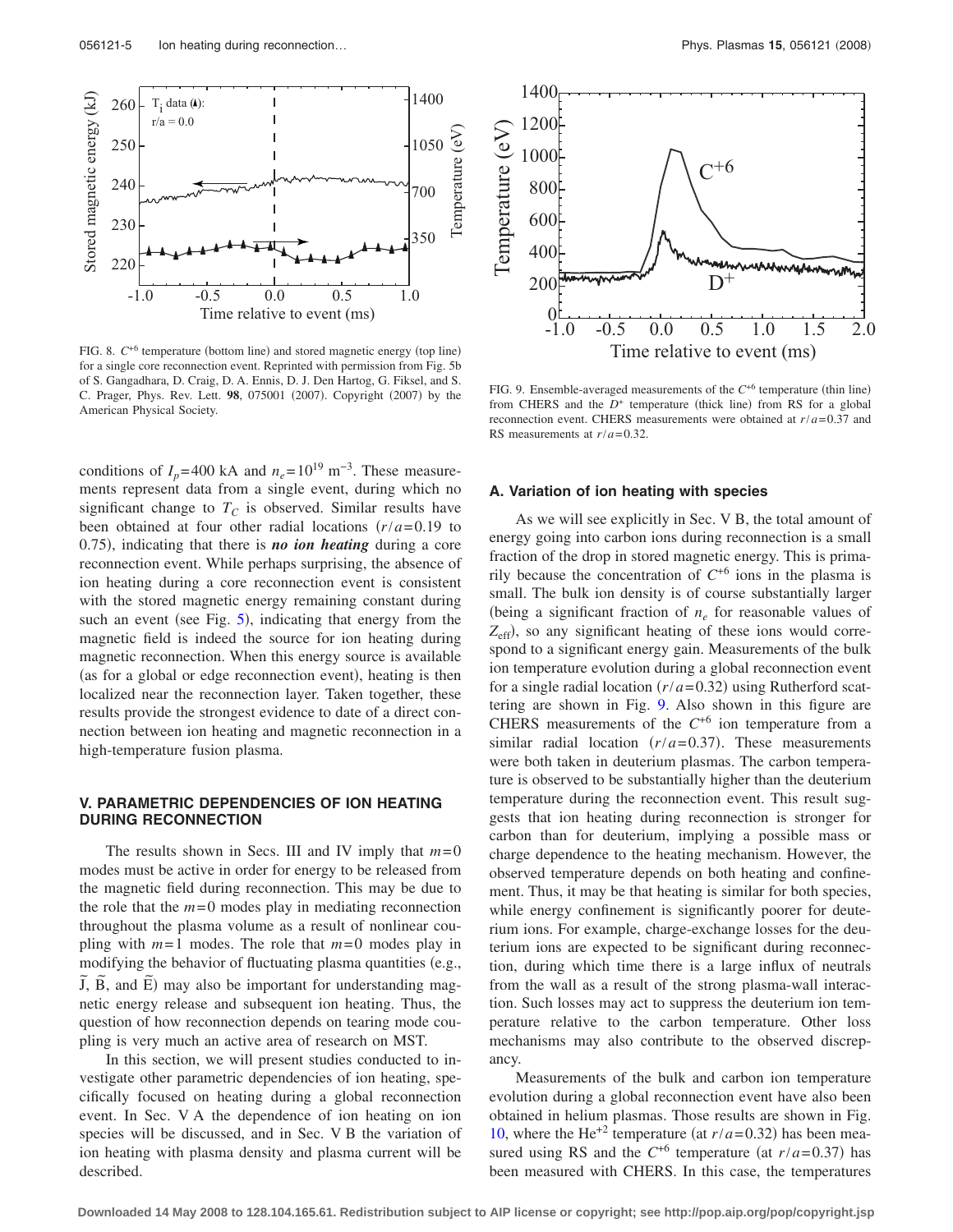FIG. 8. $C^{+6}$ temperature (bottom line) and stored magnetic energy (top line) for a single core reconnection event. Reprinted with permission from Fig. 5b of S. Gangadhara, D. Craig, D. A. Ennis, D. J. Den Hartog, G. Fiksel, and S. C. Prager, Phys. Rev. Lett. **98**, 075001 (2007). Copyright (2007) by the American Physical Society.

FIG. 9. Ensemble-averaged measurements of the $C^{+6}$ temperature (thin line) from CHERS and the $D^{+}$ temperature (thick line) from RS for a global reconnection event. CHERS measurements were obtained at $r/a=0.37$ and RS measurements at $r/a=0.32$.

conditions of $I_p=400$ kA and $n_e=10^{19}$ m$^{-3}$. These measurements represent data from a single event, during which no significant change to $T_C$ is observed. Similar results have been obtained at four other radial locations ($r/a=0.19$ to 0.75), indicating that there is ***no ion heating*** during a core reconnection event. While perhaps surprising, the absence of ion heating during a core reconnection event is consistent with the stored magnetic energy remaining constant during such an event (see Fig. 5), indicating that energy from the magnetic field is indeed the source for ion heating during magnetic reconnection. When this energy source is available (as for a global or edge reconnection event), heating is then localized near the reconnection layer. Taken together, these results provide the strongest evidence to date of a direct connection between ion heating and magnetic reconnection in a high-temperature fusion plasma.

## V. PARAMETRIC DEPENDENCIES OF ION HEATING DURING RECONNECTION

The results shown in Secs. III and IV imply that $m=0$ modes must be active in order for energy to be released from the magnetic field during reconnection. This may be due to the role that the $m=0$ modes play in mediating reconnection throughout the plasma volume as a result of nonlinear coupling with $m=1$ modes. The role that $m=0$ modes play in modifying the behavior of fluctuating plasma quantities (e.g., $\tilde{J}$, $\tilde{B}$, and $\tilde{E}$) may also be important for understanding magnetic energy release and subsequent ion heating. Thus, the question of how reconnection depends on tearing mode coupling is very much an active area of research on MST.

In this section, we will present studies conducted to investigate other parametric dependencies of ion heating, specifically focused on heating during a global reconnection event. In Sec. V A the dependence of ion heating on ion species will be discussed, and in Sec. V B the variation of ion heating with plasma density and plasma current will be described.

### A. Variation of ion heating with species

As we will see explicitly in Sec. V B, the total amount of energy going into carbon ions during reconnection is a small fraction of the drop in stored magnetic energy. This is primarily because the concentration of $C^{+6}$ ions in the plasma is small. The bulk ion density is of course substantially larger (being a significant fraction of $n_e$ for reasonable values of $Z_{\mathrm{eff}}$), so any significant heating of these ions would correspond to a significant energy gain. Measurements of the bulk ion temperature evolution during a global reconnection event for a single radial location ($r/a=0.32$) using Rutherford scattering are shown in Fig. 9. Also shown in this figure are CHERS measurements of the $C^{+6}$ ion temperature from a similar radial location ($r/a=0.37$). These measurements were both taken in deuterium plasmas. The carbon temperature is observed to be substantially higher than the deuterium temperature during the reconnection event. This result suggests that ion heating during reconnection is stronger for carbon than for deuterium, implying a possible mass or charge dependence to the heating mechanism. However, the observed temperature depends on both heating and confinement. Thus, it may be that heating is similar for both species, while energy confinement is significantly poorer for deuterium ions. For example, charge-exchange losses for the deuterium ions are expected to be significant during reconnection, during which time there is a large influx of neutrals from the wall as a result of the strong plasma-wall interaction. Such losses may act to suppress the deuterium ion temperature relative to the carbon temperature. Other loss mechanisms may also contribute to the observed discrepancy.

Measurements of the bulk and carbon ion temperature evolution during a global reconnection event have also been obtained in helium plasmas. Those results are shown in Fig. 10, where the $He^{+2}$ temperature (at $r/a=0.32$) has been measured using RS and the $C^{+6}$ temperature (at $r/a=0.37$) has been measured with CHERS. In this case, the temperatures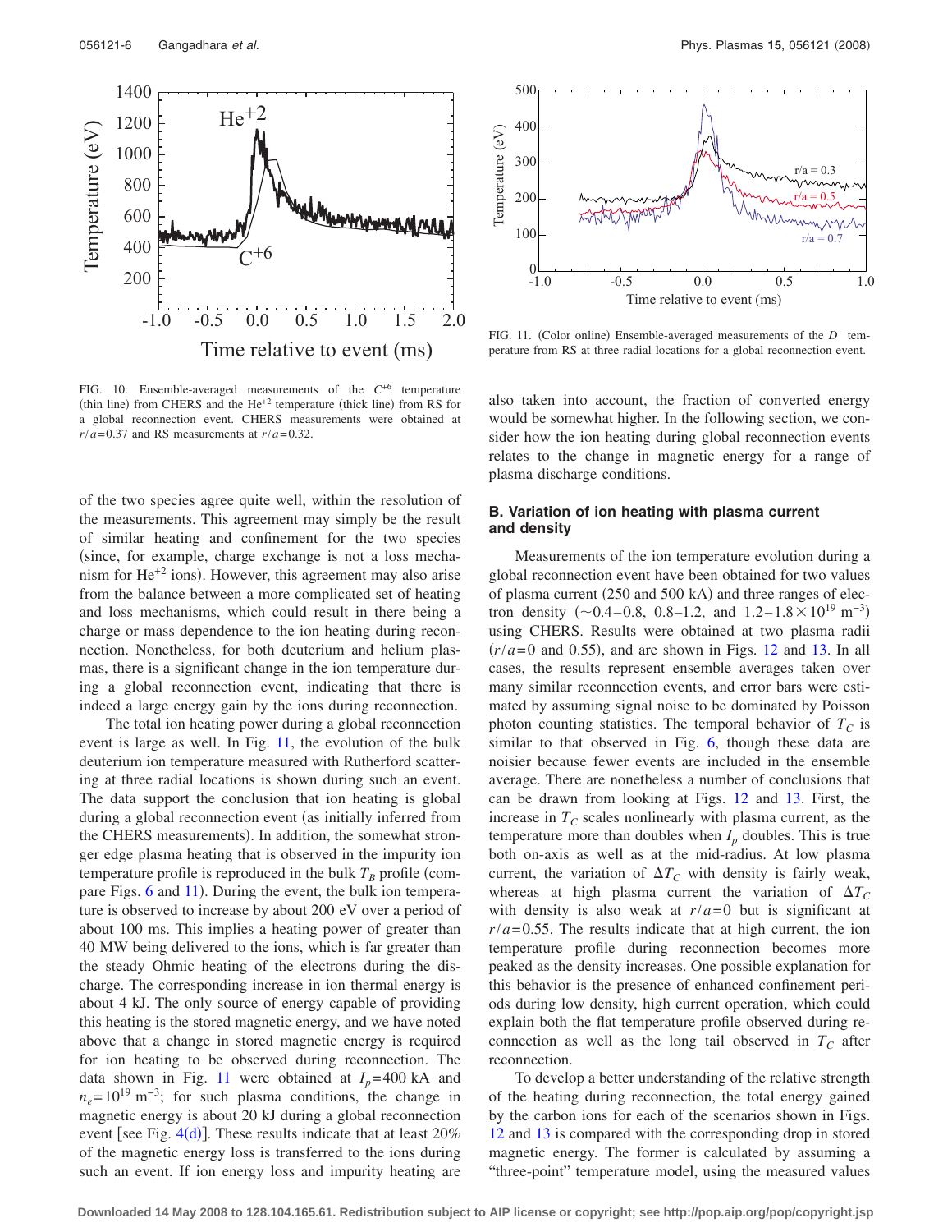FIG. 10. Ensemble-averaged measurements of the $C^{+6}$ temperature (thin line) from CHERS and the $He^{+2}$ temperature (thick line) from RS for a global reconnection event. CHERS measurements were obtained at $r/a=0.37$ and RS measurements at $r/a=0.32$.

FIG. 11. (Color online) Ensemble-averaged measurements of the $D^{+}$ temperature from RS at three radial locations for a global reconnection event.

of the two species agree quite well, within the resolution of the measurements. This agreement may simply be the result of similar heating and confinement for the two species (since, for example, charge exchange is not a loss mechanism for $He^{+2}$ ions). However, this agreement may also arise from the balance between a more complicated set of heating and loss mechanisms, which could result in there being a charge or mass dependence to the ion heating during reconnection. Nonetheless, for both deuterium and helium plasmas, there is a significant change in the ion temperature during a global reconnection event, indicating that there is indeed a large energy gain by the ions during reconnection.

The total ion heating power during a global reconnection event is large as well. In Fig. 11, the evolution of the bulk deuterium ion temperature measured with Rutherford scattering at three radial locations is shown during such an event. The data support the conclusion that ion heating is global during a global reconnection event (as initially inferred from the CHERS measurements). In addition, the somewhat stronger edge plasma heating that is observed in the impurity ion temperature profile is reproduced in the bulk $T_B$ profile (compare Figs. 6 and 11). During the event, the bulk ion temperature is observed to increase by about 200 eV over a period of about 100 ms. This implies a heating power of greater than 40 MW being delivered to the ions, which is far greater than the steady Ohmic heating of the electrons during the discharge. The corresponding increase in ion thermal energy is about 4 kJ. The only source of energy capable of providing this heating is the stored magnetic energy, and we have noted above that a change in stored magnetic energy is required for ion heating to be observed during reconnection. The data shown in Fig. 11 were obtained at $I_p=400$ kA and $n_e=10^{19}$ $m^{-3}$; for such plasma conditions, the change in magnetic energy is about 20 kJ during a global reconnection event [see Fig. 4(d)]. These results indicate that at least 20% of the magnetic energy loss is transferred to the ions during such an event. If ion energy loss and impurity heating are also taken into account, the fraction of converted energy would be somewhat higher. In the following section, we consider how the ion heating during global reconnection events relates to the change in magnetic energy for a range of plasma discharge conditions.

## B. Variation of ion heating with plasma current and density

Measurements of the ion temperature evolution during a global reconnection event have been obtained for two values of plasma current (250 and 500 kA) and three ranges of electron density (~0.4–0.8, 0.8–1.2, and $1.2–1.8\times10^{19}$ $m^{-3}$) using CHERS. Results were obtained at two plasma radii ($r/a=0$ and 0.55), and are shown in Figs. 12 and 13. In all cases, the results represent ensemble averages taken over many similar reconnection events, and error bars were estimated by assuming signal noise to be dominated by Poisson photon counting statistics. The temporal behavior of $T_C$ is similar to that observed in Fig. 6, though these data are noisier because fewer events are included in the ensemble average. There are nonetheless a number of conclusions that can be drawn from looking at Figs. 12 and 13. First, the increase in $T_C$ scales nonlinearly with plasma current, as the temperature more than doubles when $I_p$ doubles. This is true both on-axis as well as at the mid-radius. At low plasma current, the variation of $\Delta T_C$ with density is fairly weak, whereas at high plasma current the variation of $\Delta T_C$ with density is also weak at $r/a=0$ but is significant at $r/a=0.55$. The results indicate that at high current, the ion temperature profile during reconnection becomes more peaked as the density increases. One possible explanation for this behavior is the presence of enhanced confinement periods during low density, high current operation, which could explain both the flat temperature profile observed during reconnection as well as the long tail observed in $T_C$ after reconnection.

To develop a better understanding of the relative strength of the heating during reconnection, the total energy gained by the carbon ions for each of the scenarios shown in Figs. 12 and 13 is compared with the corresponding drop in stored magnetic energy. The former is calculated by assuming a "three-point" temperature model, using the measured values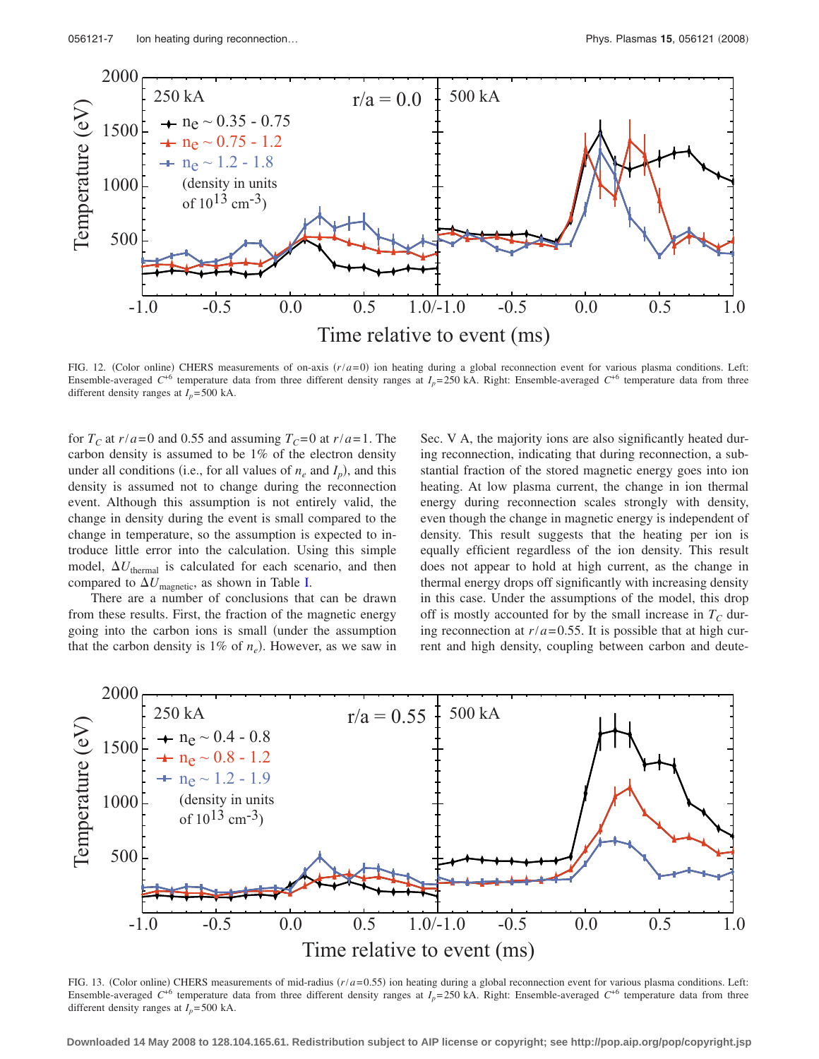FIG. 12. (Color online) CHERS measurements of on-axis ($r/a=0$) ion heating during a global reconnection event for various plasma conditions. Left: Ensemble-averaged $C^{+6}$ temperature data from three different density ranges at $I_p=250$ kA. Right: Ensemble-averaged $C^{+6}$ temperature data from three different density ranges at $I_p=500$ kA.

for $T_C$ at $r/a=0$ and 0.55 and assuming $T_C=0$ at $r/a=1$. The carbon density is assumed to be 1% of the electron density under all conditions (i.e., for all values of $n_e$ and $I_p$), and this density is assumed not to change during the reconnection event. Although this assumption is not entirely valid, the change in density during the event is small compared to the change in temperature, so the assumption is expected to introduce little error into the calculation. Using this simple model, $\Delta U_{\text{thermal}}$ is calculated for each scenario, and then compared to $\Delta U_{\text{magnetic}}$, as shown in Table I.

There are a number of conclusions that can be drawn from these results. First, the fraction of the magnetic energy going into the carbon ions is small (under the assumption that the carbon density is 1% of $n_e$). However, as we saw in Sec. V A, the majority ions are also significantly heated during reconnection, indicating that during reconnection, a substantial fraction of the stored magnetic energy goes into ion heating. At low plasma current, the change in ion thermal energy during reconnection scales strongly with density, even though the change in magnetic energy is independent of density. This result suggests that the heating per ion is equally efficient regardless of the ion density. This result does not appear to hold at high current, as the change in thermal energy drops off significantly with increasing density in this case. Under the assumptions of the model, this drop off is mostly accounted for by the small increase in $T_C$ during reconnection at $r/a=0.55$. It is possible that at high current and high density, coupling between carbon and deute-

FIG. 13. (Color online) CHERS measurements of mid-radius ($r/a=0.55$) ion heating during a global reconnection event for various plasma conditions. Left: Ensemble-averaged $C^{+6}$ temperature data from three different density ranges at $I_p=250$ kA. Right: Ensemble-averaged $C^{+6}$ temperature data from three different density ranges at $I_p=500$ kA.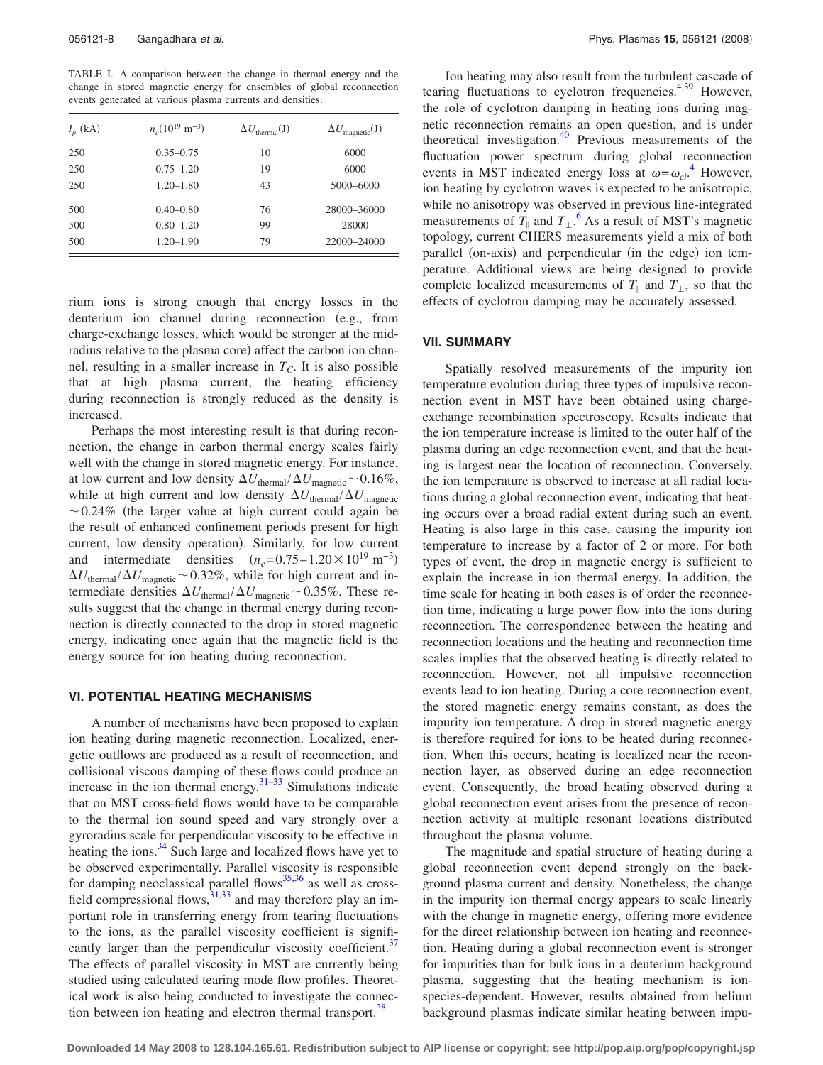TABLE I. A comparison between the change in thermal energy and the change in stored magnetic energy for ensembles of global reconnection events generated at various plasma currents and densities.

| $I_p$ (kA) | $n_e(10^{19}\ \mathrm{m}^{-3})$ | $\Delta U_{\mathrm{thermal}}(\mathrm{J})$ | $\Delta U_{\mathrm{magnetic}}(\mathrm{J})$ |
|---|---|---|---|
| 250 | 0.35–0.75 | 10 | 6000 |
| 250 | 0.75–1.20 | 19 | 6000 |
| 250 | 1.20–1.80 | 43 | 5000–6000 |
| 500 | 0.40–0.80 | 76 | 28000–36000 |
| 500 | 0.80–1.20 | 99 | 28000 |
| 500 | 1.20–1.90 | 79 | 22000–24000 |

rium ions is strong enough that energy losses in the deuterium ion channel during reconnection (e.g., from charge-exchange losses, which would be stronger at the mid-radius relative to the plasma core) affect the carbon ion channel, resulting in a smaller increase in $T_C$. It is also possible that at high plasma current, the heating efficiency during reconnection is strongly reduced as the density is increased.

Perhaps the most interesting result is that during reconnection, the change in carbon thermal energy scales fairly well with the change in stored magnetic energy. For instance, at low current and low density $\Delta U_{\mathrm{thermal}}/\Delta U_{\mathrm{magnetic}} \sim 0.16\%$, while at high current and low density $\Delta U_{\mathrm{thermal}}/\Delta U_{\mathrm{magnetic}} \sim 0.24\%$ (the larger value at high current could again be the result of enhanced confinement periods present for high current, low density operation). Similarly, for low current and intermediate densities ($n_e = 0.75-1.20 \times 10^{19}\ \mathrm{m}^{-3}$) $\Delta U_{\mathrm{thermal}}/\Delta U_{\mathrm{magnetic}} \sim 0.32\%$, while for high current and intermediate densities $\Delta U_{\mathrm{thermal}}/\Delta U_{\mathrm{magnetic}} \sim 0.35\%$. These results suggest that the change in thermal energy during reconnection is directly connected to the drop in stored magnetic energy, indicating once again that the magnetic field is the energy source for ion heating during reconnection.

## VI. POTENTIAL HEATING MECHANISMS

A number of mechanisms have been proposed to explain ion heating during magnetic reconnection. Localized, energetic outflows are produced as a result of reconnection, and collisional viscous damping of these flows could produce an increase in the ion thermal energy.[31–33] Simulations indicate that on MST cross-field flows would have to be comparable to the thermal ion sound speed and vary strongly over a gyroradius scale for perpendicular viscosity to be effective in heating the ions.[34] Such large and localized flows have yet to be observed experimentally. Parallel viscosity is responsible for damping neoclassical parallel flows[35,36] as well as cross-field compressional flows,[31,33] and may therefore play an important role in transferring energy from tearing fluctuations to the ions, as the parallel viscosity coefficient is significantly larger than the perpendicular viscosity coefficient.[37] The effects of parallel viscosity in MST are currently being studied using calculated tearing mode flow profiles. Theoretical work is also being conducted to investigate the connection between ion heating and electron thermal transport.[38]

Ion heating may also result from the turbulent cascade of tearing fluctuations to cyclotron frequencies.[4,39] However, the role of cyclotron damping in heating ions during magnetic reconnection remains an open question, and is under theoretical investigation.[40] Previous measurements of the fluctuation power spectrum during global reconnection events in MST indicated energy loss at $\omega = \omega_{ci}$.[4] However, ion heating by cyclotron waves is expected to be anisotropic, while no anisotropy was observed in previous line-integrated measurements of $T_\parallel$ and $T_\perp$.[6] As a result of MST's magnetic topology, current CHERS measurements yield a mix of both parallel (on-axis) and perpendicular (in the edge) ion temperature. Additional views are being designed to provide complete localized measurements of $T_\parallel$ and $T_\perp$, so that the effects of cyclotron damping may be accurately assessed.

## VII. SUMMARY

Spatially resolved measurements of the impurity ion temperature evolution during three types of impulsive reconnection event in MST have been obtained using charge-exchange recombination spectroscopy. Results indicate that the ion temperature increase is limited to the outer half of the plasma during an edge reconnection event, and that the heating is largest near the location of reconnection. Conversely, the ion temperature is observed to increase at all radial locations during a global reconnection event, indicating that heating occurs over a broad radial extent during such an event. Heating is also large in this case, causing the impurity ion temperature to increase by a factor of 2 or more. For both types of event, the drop in magnetic energy is sufficient to explain the increase in ion thermal energy. In addition, the time scale for heating in both cases is of order the reconnection time, indicating a large power flow into the ions during reconnection. The correspondence between the heating and reconnection locations and the heating and reconnection time scales implies that the observed heating is directly related to reconnection. However, not all impulsive reconnection events lead to ion heating. During a core reconnection event, the stored magnetic energy remains constant, as does the impurity ion temperature. A drop in stored magnetic energy is therefore required for ions to be heated during reconnection. When this occurs, heating is localized near the reconnection layer, as observed during an edge reconnection event. Consequently, the broad heating observed during a global reconnection event arises from the presence of reconnection activity at multiple resonant locations distributed throughout the plasma volume.

The magnitude and spatial structure of heating during a global reconnection event depend strongly on the background plasma current and density. Nonetheless, the change in the impurity ion thermal energy appears to scale linearly with the change in magnetic energy, offering more evidence for the direct relationship between ion heating and reconnection. Heating during a global reconnection event is stronger for impurities than for bulk ions in a deuterium background plasma, suggesting that the heating mechanism is ion-species-dependent. However, results obtained from helium background plasmas indicate similar heating between impu-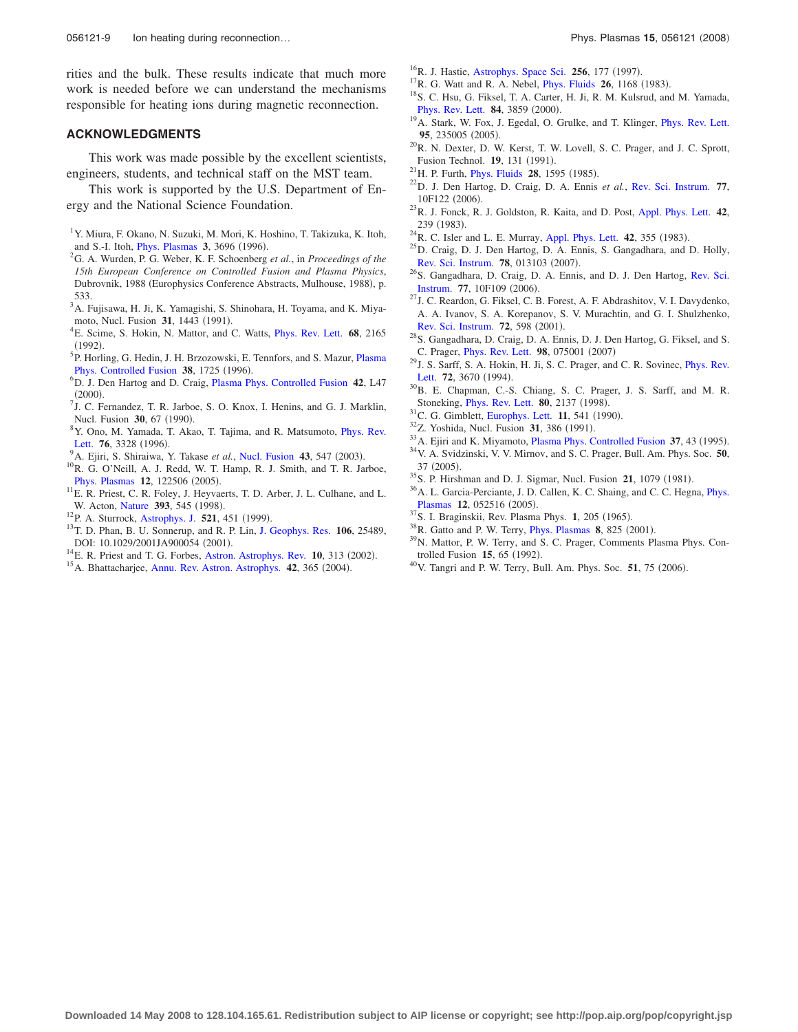rities and the bulk. These results indicate that much more work is needed before we can understand the mechanisms responsible for heating ions during magnetic reconnection.

## ACKNOWLEDGMENTS

This work was made possible by the excellent scientists, engineers, students, and technical staff on the MST team.

This work is supported by the U.S. Department of Energy and the National Science Foundation.

[1] Y. Miura, F. Okano, N. Suzuki, M. Mori, K. Hoshino, T. Takizuka, K. Itoh, and S.-I. Itoh, Phys. Plasmas **3**, 3696 (1996).

[2] G. A. Wurden, P. G. Weber, K. F. Schoenberg *et al.*, in *Proceedings of the 15th European Conference on Controlled Fusion and Plasma Physics*, Dubrovnik, 1988 (Europhysics Conference Abstracts, Mulhouse, 1988), p. 533.

[3] A. Fujisawa, H. Ji, K. Yamagishi, S. Shinohara, H. Toyama, and K. Miyamoto, Nucl. Fusion **31**, 1443 (1991).

[4] E. Scime, S. Hokin, N. Mattor, and C. Watts, Phys. Rev. Lett. **68**, 2165 (1992).

[5] P. Horling, G. Hedin, J. H. Brzozowski, E. Tennfors, and S. Mazur, Plasma Phys. Controlled Fusion **38**, 1725 (1996).

[6] D. J. Den Hartog and D. Craig, Plasma Phys. Controlled Fusion **42**, L47 (2000).

[7] J. C. Fernandez, T. R. Jarboe, S. O. Knox, I. Henins, and G. J. Marklin, Nucl. Fusion **30**, 67 (1990).

[8] Y. Ono, M. Yamada, T. Akao, T. Tajima, and R. Matsumoto, Phys. Rev. Lett. **76**, 3328 (1996).

[9] A. Ejiri, S. Shiraiwa, Y. Takase *et al.*, Nucl. Fusion **43**, 547 (2003).

[10] R. G. O'Neill, A. J. Redd, W. T. Hamp, R. J. Smith, and T. R. Jarboe, Phys. Plasmas **12**, 122506 (2005).

[11] E. R. Priest, C. R. Foley, J. Heyvaerts, T. D. Arber, J. L. Culhane, and L. W. Acton, Nature **393**, 545 (1998).

[12] P. A. Sturrock, Astrophys. J. **521**, 451 (1999).

[13] T. D. Phan, B. U. Sonnerup, and R. P. Lin, J. Geophys. Res. **106**, 25489, DOI: 10.1029/2001JA900054 (2001).

[14] E. R. Priest and T. G. Forbes, Astron. Astrophys. Rev. **10**, 313 (2002).

[15] A. Bhattacharjee, Annu. Rev. Astron. Astrophys. **42**, 365 (2004).

[16] R. J. Hastie, Astrophys. Space Sci. **256**, 177 (1997).

[17] R. G. Watt and R. A. Nebel, Phys. Fluids **26**, 1168 (1983).

[18] S. C. Hsu, G. Fiksel, T. A. Carter, H. Ji, R. M. Kulsrud, and M. Yamada, Phys. Rev. Lett. **84**, 3859 (2000).

[19] A. Stark, W. Fox, J. Egedal, O. Grulke, and T. Klinger, Phys. Rev. Lett. **95**, 235005 (2005).

[20] R. N. Dexter, D. W. Kerst, T. W. Lovell, S. C. Prager, and J. C. Sprott, Fusion Technol. **19**, 131 (1991).

[21] H. P. Furth, Phys. Fluids **28**, 1595 (1985).

[22] D. J. Den Hartog, D. Craig, D. A. Ennis *et al.*, Rev. Sci. Instrum. **77**, 10F122 (2006).

[23] R. J. Fonck, R. J. Goldston, R. Kaita, and D. Post, Appl. Phys. Lett. **42**, 239 (1983).

[24] R. C. Isler and L. E. Murray, Appl. Phys. Lett. **42**, 355 (1983).

[25] D. Craig, D. J. Den Hartog, D. A. Ennis, S. Gangadhara, and D. Holly, Rev. Sci. Instrum. **78**, 013103 (2007).

[26] S. Gangadhara, D. Craig, D. A. Ennis, and D. J. Den Hartog, Rev. Sci. Instrum. **77**, 10F109 (2006).

[27] J. C. Reardon, G. Fiksel, C. B. Forest, A. F. Abdrashitov, V. I. Davydenko, A. A. Ivanov, S. A. Korepanov, S. V. Murachtin, and G. I. Shulzhenko, Rev. Sci. Instrum. **72**, 598 (2001).

[28] S. Gangadhara, D. Craig, D. A. Ennis, D. J. Den Hartog, G. Fiksel, and S. C. Prager, Phys. Rev. Lett. **98**, 075001 (2007)

[29] J. S. Sarff, S. A. Hokin, H. Ji, S. C. Prager, and C. R. Sovinec, Phys. Rev. Lett. **72**, 3670 (1994).

[30] B. E. Chapman, C.-S. Chiang, S. C. Prager, J. S. Sarff, and M. R. Stoneking, Phys. Rev. Lett. **80**, 2137 (1998).

[31] C. G. Gimblett, Europhys. Lett. **11**, 541 (1990).

[32] Z. Yoshida, Nucl. Fusion **31**, 386 (1991).

[33] A. Ejiri and K. Miyamoto, Plasma Phys. Controlled Fusion **37**, 43 (1995).

[34] V. A. Svidzinski, V. V. Mirnov, and S. C. Prager, Bull. Am. Phys. Soc. **50**, 37 (2005).

[35] S. P. Hirshman and D. J. Sigmar, Nucl. Fusion **21**, 1079 (1981).

[36] A. L. Garcia-Perciante, J. D. Callen, K. C. Shaing, and C. C. Hegna, Phys. Plasmas **12**, 052516 (2005).

[37] S. I. Braginskii, Rev. Plasma Phys. **1**, 205 (1965).

[38] R. Gatto and P. W. Terry, Phys. Plasmas **8**, 825 (2001).

[39] N. Mattor, P. W. Terry, and S. C. Prager, Comments Plasma Phys. Controlled Fusion **15**, 65 (1992).

[40] V. Tangri and P. W. Terry, Bull. Am. Phys. Soc. **51**, 75 (2006).